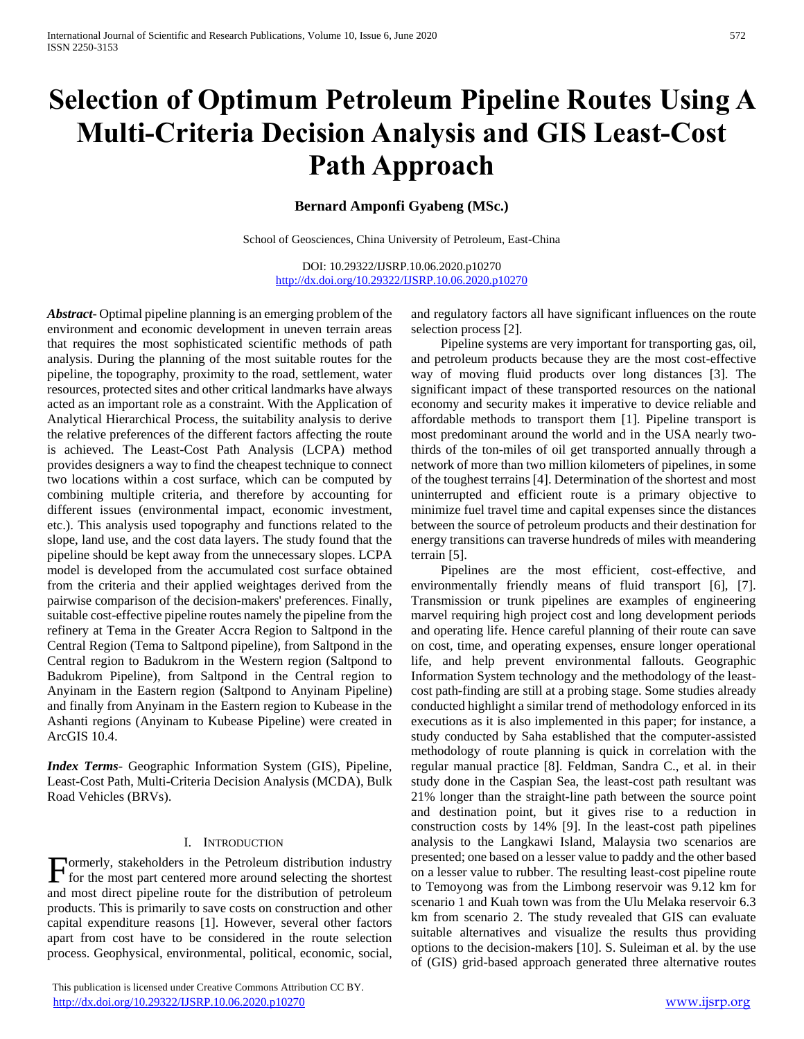# Selection of Optimum Petroleum Pipeline Routes Using A Multi-Criteria Decision Analysis and GIS Least-Cost Path Approach

**Bernard Amponfi Gyabeng (MSc.)**

School of Geosciences, China University of Petroleum, East-China

DOI: 10.29322/IJSRP.10.06.2020.p10270
http://dx.doi.org/10.29322/IJSRP.10.06.2020.p10270

***Abstract***- Optimal pipeline planning is an emerging problem of the environment and economic development in uneven terrain areas that requires the most sophisticated scientific methods of path analysis. During the planning of the most suitable routes for the pipeline, the topography, proximity to the road, settlement, water resources, protected sites and other critical landmarks have always acted as an important role as a constraint. With the Application of Analytical Hierarchical Process, the suitability analysis to derive the relative preferences of the different factors affecting the route is achieved. The Least-Cost Path Analysis (LCPA) method provides designers a way to find the cheapest technique to connect two locations within a cost surface, which can be computed by combining multiple criteria, and therefore by accounting for different issues (environmental impact, economic investment, etc.). This analysis used topography and functions related to the slope, land use, and the cost data layers. The study found that the pipeline should be kept away from the unnecessary slopes. LCPA model is developed from the accumulated cost surface obtained from the criteria and their applied weightages derived from the pairwise comparison of the decision-makers' preferences. Finally, suitable cost-effective pipeline routes namely the pipeline from the refinery at Tema in the Greater Accra Region to Saltpond in the Central Region (Tema to Saltpond pipeline), from Saltpond in the Central region to Badukrom in the Western region (Saltpond to Badukrom Pipeline), from Saltpond in the Central region to Anyinam in the Eastern region (Saltpond to Anyinam Pipeline) and finally from Anyinam in the Eastern region to Kubease in the Ashanti regions (Anyinam to Kubease Pipeline) were created in ArcGIS 10.4.

***Index Terms***- Geographic Information System (GIS), Pipeline, Least-Cost Path, Multi-Criteria Decision Analysis (MCDA), Bulk Road Vehicles (BRVs).

## I. Introduction

Formerly, stakeholders in the Petroleum distribution industry for the most part centered more around selecting the shortest and most direct pipeline route for the distribution of petroleum products. This is primarily to save costs on construction and other capital expenditure reasons [1]. However, several other factors apart from cost have to be considered in the route selection process. Geophysical, environmental, political, economic, social, and regulatory factors all have significant influences on the route selection process [2].

Pipeline systems are very important for transporting gas, oil, and petroleum products because they are the most cost-effective way of moving fluid products over long distances [3]. The significant impact of these transported resources on the national economy and security makes it imperative to device reliable and affordable methods to transport them [1]. Pipeline transport is most predominant around the world and in the USA nearly two-thirds of the ton-miles of oil get transported annually through a network of more than two million kilometers of pipelines, in some of the toughest terrains [4]. Determination of the shortest and most uninterrupted and efficient route is a primary objective to minimize fuel travel time and capital expenses since the distances between the source of petroleum products and their destination for energy transitions can traverse hundreds of miles with meandering terrain [5].

Pipelines are the most efficient, cost-effective, and environmentally friendly means of fluid transport [6], [7]. Transmission or trunk pipelines are examples of engineering marvel requiring high project cost and long development periods and operating life. Hence careful planning of their route can save on cost, time, and operating expenses, ensure longer operational life, and help prevent environmental fallouts. Geographic Information System technology and the methodology of the least-cost path-finding are still at a probing stage. Some studies already conducted highlight a similar trend of methodology enforced in its executions as it is also implemented in this paper; for instance, a study conducted by Saha established that the computer-assisted methodology of route planning is quick in correlation with the regular manual practice [8]. Feldman, Sandra C., et al. in their study done in the Caspian Sea, the least-cost path resultant was 21% longer than the straight-line path between the source point and destination point, but it gives rise to a reduction in construction costs by 14% [9]. In the least-cost path pipelines analysis to the Langkawi Island, Malaysia two scenarios are presented; one based on a lesser value to paddy and the other based on a lesser value to rubber. The resulting least-cost pipeline route to Temoyong was from the Limbong reservoir was 9.12 km for scenario 1 and Kuah town was from the Ulu Melaka reservoir 6.3 km from scenario 2. The study revealed that GIS can evaluate suitable alternatives and visualize the results thus providing options to the decision-makers [10]. S. Suleiman et al. by the use of (GIS) grid-based approach generated three alternative routes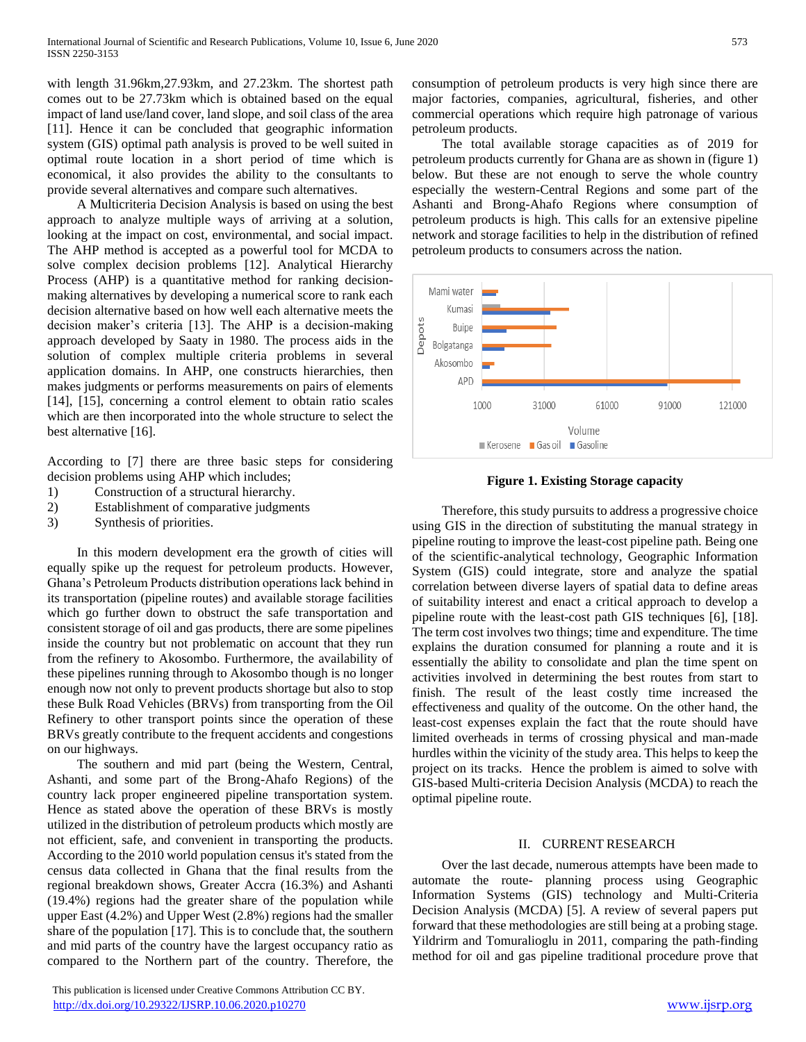with length 31.96km,27.93km, and 27.23km. The shortest path comes out to be 27.73km which is obtained based on the equal impact of land use/land cover, land slope, and soil class of the area [11]. Hence it can be concluded that geographic information system (GIS) optimal path analysis is proved to be well suited in optimal route location in a short period of time which is economical, it also provides the ability to the consultants to provide several alternatives and compare such alternatives.

A Multicriteria Decision Analysis is based on using the best approach to analyze multiple ways of arriving at a solution, looking at the impact on cost, environmental, and social impact. The AHP method is accepted as a powerful tool for MCDA to solve complex decision problems [12]. Analytical Hierarchy Process (AHP) is a quantitative method for ranking decision-making alternatives by developing a numerical score to rank each decision alternative based on how well each alternative meets the decision maker's criteria [13]. The AHP is a decision-making approach developed by Saaty in 1980. The process aids in the solution of complex multiple criteria problems in several application domains. In AHP, one constructs hierarchies, then makes judgments or performs measurements on pairs of elements [14], [15], concerning a control element to obtain ratio scales which are then incorporated into the whole structure to select the best alternative [16].

According to [7] there are three basic steps for considering decision problems using AHP which includes;

1) Construction of a structural hierarchy.
2) Establishment of comparative judgments
3) Synthesis of priorities.

In this modern development era the growth of cities will equally spike up the request for petroleum products. However, Ghana's Petroleum Products distribution operations lack behind in its transportation (pipeline routes) and available storage facilities which go further down to obstruct the safe transportation and consistent storage of oil and gas products, there are some pipelines inside the country but not problematic on account that they run from the refinery to Akosombo. Furthermore, the availability of these pipelines running through to Akosombo though is no longer enough now not only to prevent products shortage but also to stop these Bulk Road Vehicles (BRVs) from transporting from the Oil Refinery to other transport points since the operation of these BRVs greatly contribute to the frequent accidents and congestions on our highways.

The southern and mid part (being the Western, Central, Ashanti, and some part of the Brong-Ahafo Regions) of the country lack proper engineered pipeline transportation system. Hence as stated above the operation of these BRVs is mostly utilized in the distribution of petroleum products which mostly are not efficient, safe, and convenient in transporting the products. According to the 2010 world population census it's stated from the census data collected in Ghana that the final results from the regional breakdown shows, Greater Accra (16.3%) and Ashanti (19.4%) regions had the greater share of the population while upper East (4.2%) and Upper West (2.8%) regions had the smaller share of the population [17]. This is to conclude that, the southern and mid parts of the country have the largest occupancy ratio as compared to the Northern part of the country. Therefore, the consumption of petroleum products is very high since there are major factories, companies, agricultural, fisheries, and other commercial operations which require high patronage of various petroleum products.

The total available storage capacities as of 2019 for petroleum products currently for Ghana are as shown in (figure 1) below. But these are not enough to serve the whole country especially the western-Central Regions and some part of the Ashanti and Brong-Ahafo Regions where consumption of petroleum products is high. This calls for an extensive pipeline network and storage facilities to help in the distribution of refined petroleum products to consumers across the nation.

**Figure 1. Existing Storage capacity**

Therefore, this study pursuits to address a progressive choice using GIS in the direction of substituting the manual strategy in pipeline routing to improve the least-cost pipeline path. Being one of the scientific-analytical technology, Geographic Information System (GIS) could integrate, store and analyze the spatial correlation between diverse layers of spatial data to define areas of suitability interest and enact a critical approach to develop a pipeline route with the least-cost path GIS techniques [6], [18]. The term cost involves two things; time and expenditure. The time explains the duration consumed for planning a route and it is essentially the ability to consolidate and plan the time spent on activities involved in determining the best routes from start to finish. The result of the least costly time increased the effectiveness and quality of the outcome. On the other hand, the least-cost expenses explain the fact that the route should have limited overheads in terms of crossing physical and man-made hurdles within the vicinity of the study area. This helps to keep the project on its tracks. Hence the problem is aimed to solve with GIS-based Multi-criteria Decision Analysis (MCDA) to reach the optimal pipeline route.

## II. CURRENT RESEARCH

Over the last decade, numerous attempts have been made to automate the route- planning process using Geographic Information Systems (GIS) technology and Multi-Criteria Decision Analysis (MCDA) [5]. A review of several papers put forward that these methodologies are still being at a probing stage. Yildrirm and Tomuralioglu in 2011, comparing the path-finding method for oil and gas pipeline traditional procedure prove that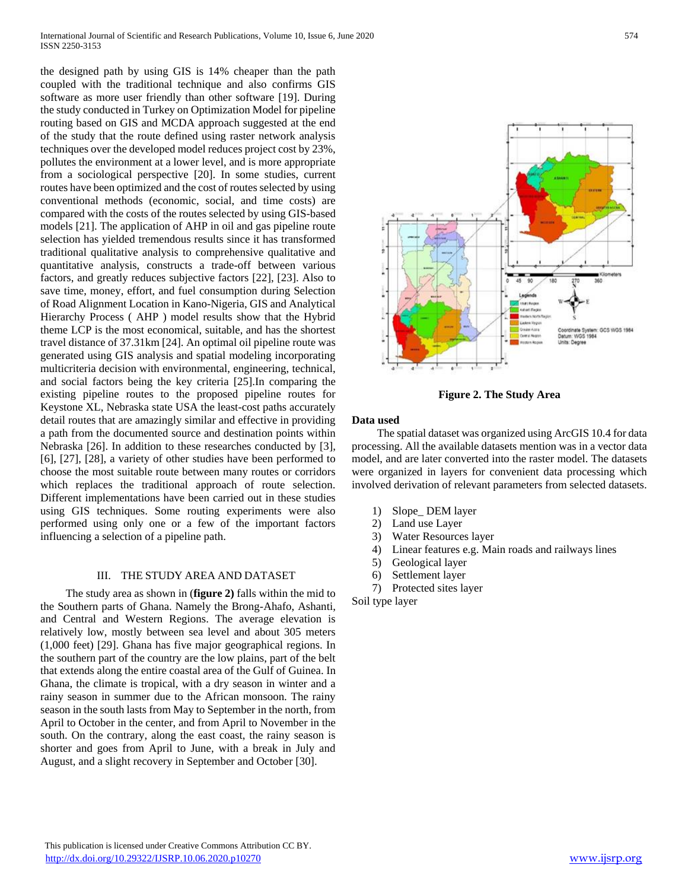the designed path by using GIS is 14% cheaper than the path coupled with the traditional technique and also confirms GIS software as more user friendly than other software [19]. During the study conducted in Turkey on Optimization Model for pipeline routing based on GIS and MCDA approach suggested at the end of the study that the route defined using raster network analysis techniques over the developed model reduces project cost by 23%, pollutes the environment at a lower level, and is more appropriate from a sociological perspective [20]. In some studies, current routes have been optimized and the cost of routes selected by using conventional methods (economic, social, and time costs) are compared with the costs of the routes selected by using GIS-based models [21]. The application of AHP in oil and gas pipeline route selection has yielded tremendous results since it has transformed traditional qualitative analysis to comprehensive qualitative and quantitative analysis, constructs a trade-off between various factors, and greatly reduces subjective factors [22], [23]. Also to save time, money, effort, and fuel consumption during Selection of Road Alignment Location in Kano-Nigeria, GIS and Analytical Hierarchy Process ( AHP ) model results show that the Hybrid theme LCP is the most economical, suitable, and has the shortest travel distance of 37.31km [24]. An optimal oil pipeline route was generated using GIS analysis and spatial modeling incorporating multicriteria decision with environmental, engineering, technical, and social factors being the key criteria [25].In comparing the existing pipeline routes to the proposed pipeline routes for Keystone XL, Nebraska state USA the least-cost paths accurately detail routes that are amazingly similar and effective in providing a path from the documented source and destination points within Nebraska [26]. In addition to these researches conducted by [3], [6], [27], [28], a variety of other studies have been performed to choose the most suitable route between many routes or corridors which replaces the traditional approach of route selection. Different implementations have been carried out in these studies using GIS techniques. Some routing experiments were also performed using only one or a few of the important factors influencing a selection of a pipeline path.

## III. THE STUDY AREA AND DATASET

The study area as shown in (**figure 2)** falls within the mid to the Southern parts of Ghana. Namely the Brong-Ahafo, Ashanti, and Central and Western Regions. The average elevation is relatively low, mostly between sea level and about 305 meters (1,000 feet) [29]. Ghana has five major geographical regions. In the southern part of the country are the low plains, part of the belt that extends along the entire coastal area of the Gulf of Guinea. In Ghana, the climate is tropical, with a dry season in winter and a rainy season in summer due to the African monsoon. The rainy season in the south lasts from May to September in the north, from April to October in the center, and from April to November in the south. On the contrary, along the east coast, the rainy season is shorter and goes from April to June, with a break in July and August, and a slight recovery in September and October [30].

**Figure 2. The Study Area**

**Data used**

The spatial dataset was organized using ArcGIS 10.4 for data processing. All the available datasets mention was in a vector data model, and are later converted into the raster model. The datasets were organized in layers for convenient data processing which involved derivation of relevant parameters from selected datasets.

1) Slope_ DEM layer
2) Land use Layer
3) Water Resources layer
4) Linear features e.g. Main roads and railways lines
5) Geological layer
6) Settlement layer
7) Protected sites layer

Soil type layer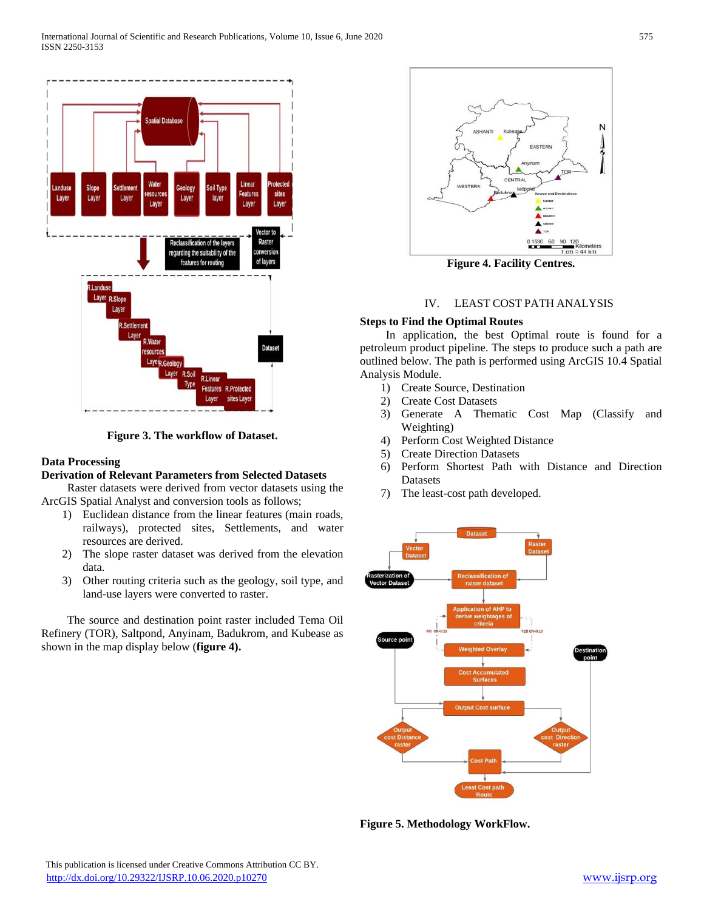Figure 3. The workflow of Dataset.

### Data Processing

### Derivation of Relevant Parameters from Selected Datasets

Raster datasets were derived from vector datasets using the ArcGIS Spatial Analyst and conversion tools as follows;

1) Euclidean distance from the linear features (main roads, railways), protected sites, Settlements, and water resources are derived.
2) The slope raster dataset was derived from the elevation data.
3) Other routing criteria such as the geology, soil type, and land-use layers were converted to raster.

The source and destination point raster included Tema Oil Refinery (TOR), Saltpond, Anyinam, Badukrom, and Kubease as shown in the map display below (**figure 4).**

**Figure 4. Facility Centres.**

## IV. LEAST COST PATH ANALYSIS

### Steps to Find the Optimal Routes

In application, the best Optimal route is found for a petroleum product pipeline. The steps to produce such a path are outlined below. The path is performed using ArcGIS 10.4 Spatial Analysis Module.

1) Create Source, Destination
2) Create Cost Datasets
3) Generate A Thematic Cost Map (Classify and Weighting)
4) Perform Cost Weighted Distance
5) Create Direction Datasets
6) Perform Shortest Path with Distance and Direction Datasets
7) The least-cost path developed.

**Figure 5. Methodology WorkFlow.**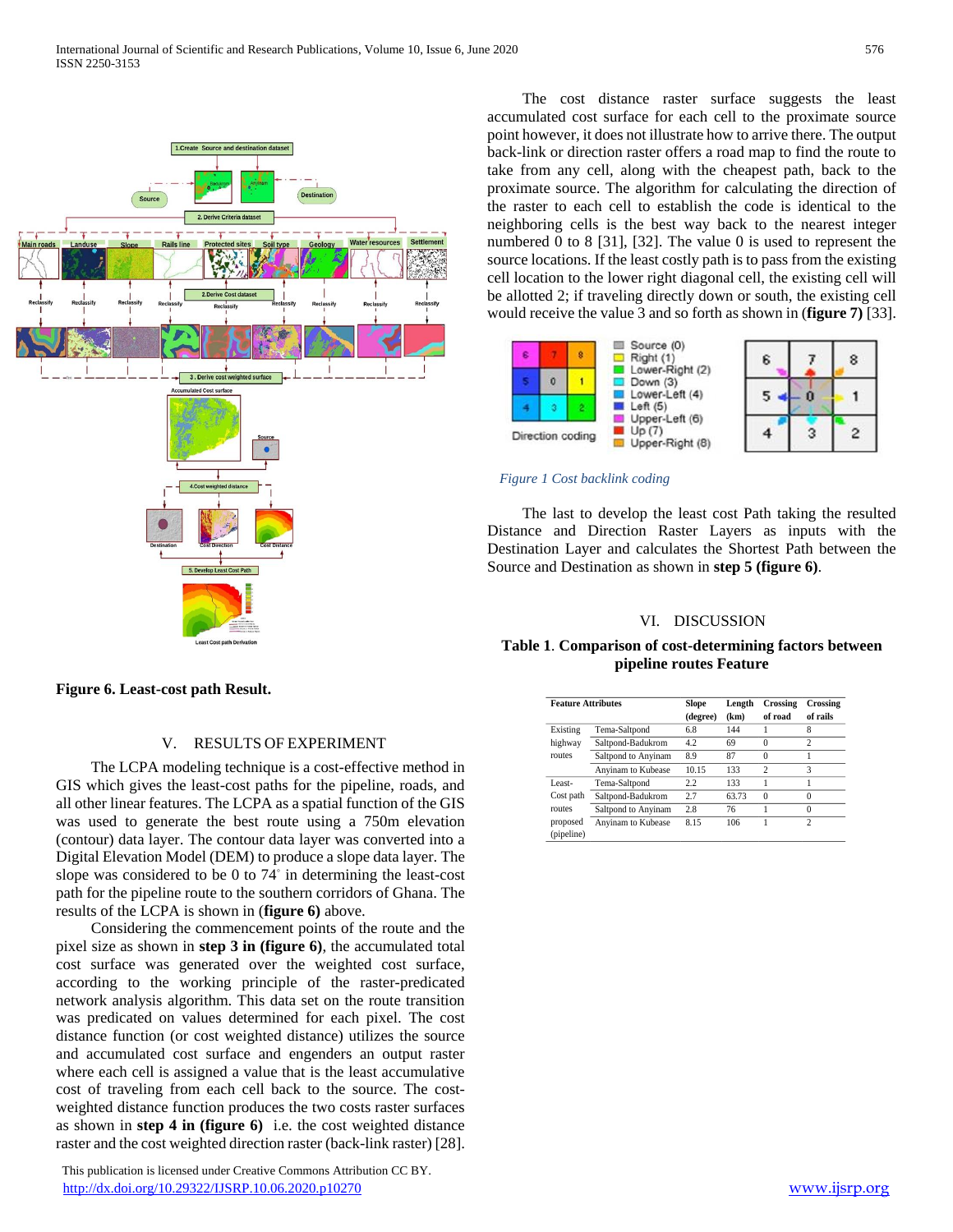**Figure 6. Least-cost path Result.**

## V. RESULTS OF EXPERIMENT

The LCPA modeling technique is a cost-effective method in GIS which gives the least-cost paths for the pipeline, roads, and all other linear features. The LCPA as a spatial function of the GIS was used to generate the best route using a 750m elevation (contour) data layer. The contour data layer was converted into a Digital Elevation Model (DEM) to produce a slope data layer. The slope was considered to be 0 to 74° in determining the least-cost path for the pipeline route to the southern corridors of Ghana. The results of the LCPA is shown in (**figure 6)** above.

Considering the commencement points of the route and the pixel size as shown in **step 3 in (figure 6)**, the accumulated total cost surface was generated over the weighted cost surface, according to the working principle of the raster-predicated network analysis algorithm. This data set on the route transition was predicated on values determined for each pixel. The cost distance function (or cost weighted distance) utilizes the source and accumulated cost surface and engenders an output raster where each cell is assigned a value that is the least accumulative cost of traveling from each cell back to the source. The cost-weighted distance function produces the two costs raster surfaces as shown in **step 4 in (figure 6)** i.e. the cost weighted distance raster and the cost weighted direction raster (back-link raster) [28].

The cost distance raster surface suggests the least accumulated cost surface for each cell to the proximate source point however, it does not illustrate how to arrive there. The output back-link or direction raster offers a road map to find the route to take from any cell, along with the cheapest path, back to the proximate source. The algorithm for calculating the direction of the raster to each cell to establish the code is identical to the neighboring cells is the best way back to the nearest integer numbered 0 to 8 [31], [32]. The value 0 is used to represent the source locations. If the least costly path is to pass from the existing cell location to the lower right diagonal cell, the existing cell will be allotted 2; if traveling directly down or south, the existing cell would receive the value 3 and so forth as shown in (**figure 7)** [33].

*Figure 1 Cost backlink coding*

The last to develop the least cost Path taking the resulted Distance and Direction Raster Layers as inputs with the Destination Layer and calculates the Shortest Path between the Source and Destination as shown in **step 5 (figure 6)**.

## VI. DISCUSSION

**Table 1**. **Comparison of cost-determining factors between pipeline routes Feature**

| Feature Attributes | | Slope (degree) | Length (km) | Crossing of road | Crossing of rails |
|---|---|---|---|---|---|
| Existing highway routes | Tema-Saltpond | 6.8 | 144 | 1 | 8 |
| | Saltpond-Badukrom | 4.2 | 69 | 0 | 2 |
| | Saltpond to Anyinam | 8.9 | 87 | 0 | 1 |
| | Anyinam to Kubease | 10.15 | 133 | 2 | 3 |
| Least-Cost path routes proposed (pipeline) | Tema-Saltpond | 2.2 | 133 | 1 | 1 |
| | Saltpond-Badukrom | 2.7 | 63.73 | 0 | 0 |
| | Saltpond to Anyinam | 2.8 | 76 | 1 | 0 |
| | Anyinam to Kubease | 8.15 | 106 | 1 | 2 |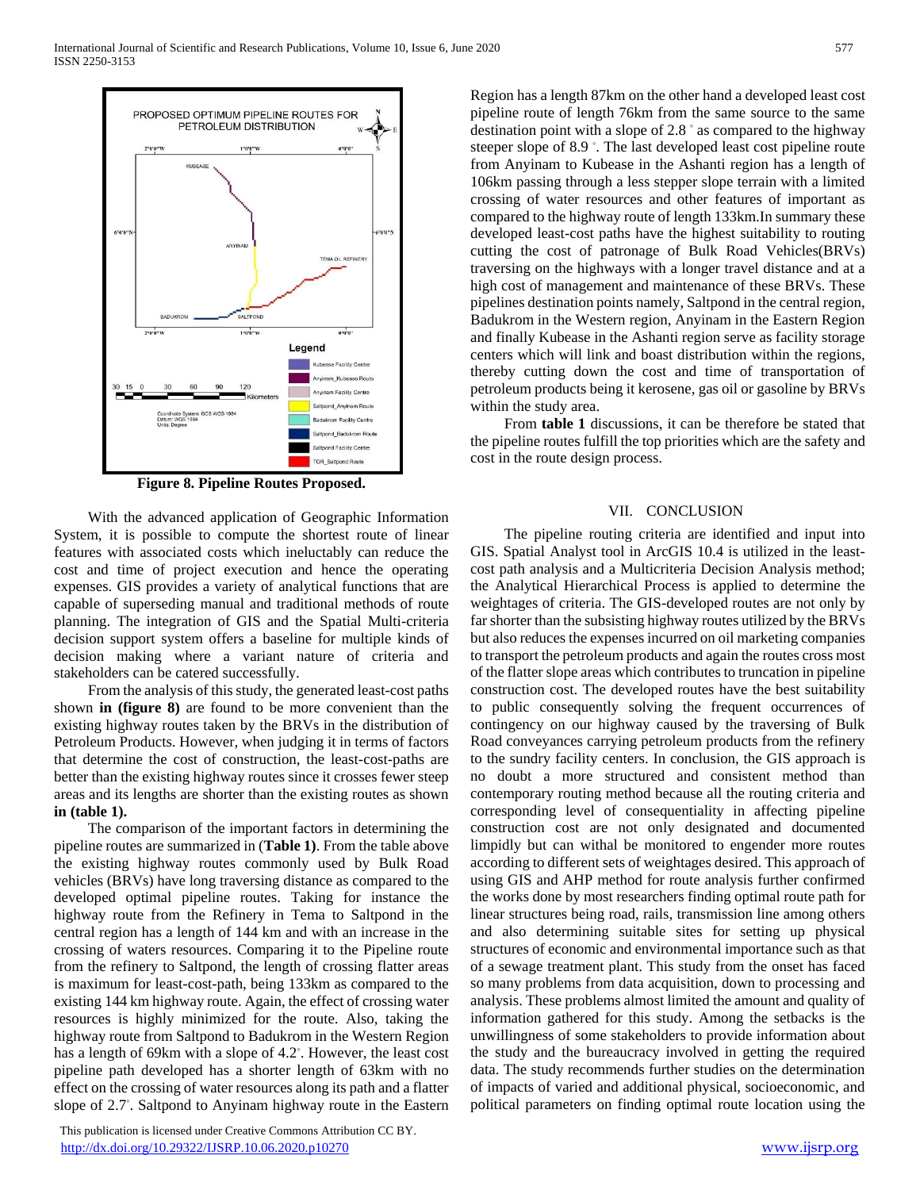Figure 8. Pipeline Routes Proposed.

With the advanced application of Geographic Information System, it is possible to compute the shortest route of linear features with associated costs which ineluctably can reduce the cost and time of project execution and hence the operating expenses. GIS provides a variety of analytical functions that are capable of superseding manual and traditional methods of route planning. The integration of GIS and the Spatial Multi-criteria decision support system offers a baseline for multiple kinds of decision making where a variant nature of criteria and stakeholders can be catered successfully.

From the analysis of this study, the generated least-cost paths shown **in (figure 8)** are found to be more convenient than the existing highway routes taken by the BRVs in the distribution of Petroleum Products. However, when judging it in terms of factors that determine the cost of construction, the least-cost-paths are better than the existing highway routes since it crosses fewer steep areas and its lengths are shorter than the existing routes as shown **in (table 1).**

The comparison of the important factors in determining the pipeline routes are summarized in (**Table 1**). From the table above the existing highway routes commonly used by Bulk Road vehicles (BRVs) have long traversing distance as compared to the developed optimal pipeline routes. Taking for instance the highway route from the Refinery in Tema to Saltpond in the central region has a length of 144 km and with an increase in the crossing of waters resources. Comparing it to the Pipeline route from the refinery to Saltpond, the length of crossing flatter areas is maximum for least-cost-path, being 133km as compared to the existing 144 km highway route. Again, the effect of crossing water resources is highly minimized for the route. Also, taking the highway route from Saltpond to Badukrom in the Western Region has a length of 69km with a slope of 4.2˚. However, the least cost pipeline path developed has a shorter length of 63km with no effect on the crossing of water resources along its path and a flatter slope of 2.7˚. Saltpond to Anyinam highway route in the Eastern Region has a length 87km on the other hand a developed least cost pipeline route of length 76km from the same source to the same destination point with a slope of 2.8 ˚ as compared to the highway steeper slope of 8.9 ˚. The last developed least cost pipeline route from Anyinam to Kubease in the Ashanti region has a length of 106km passing through a less stepper slope terrain with a limited crossing of water resources and other features of important as compared to the highway route of length 133km.In summary these developed least-cost paths have the highest suitability to routing cutting the cost of patronage of Bulk Road Vehicles(BRVs) traversing on the highways with a longer travel distance and at a high cost of management and maintenance of these BRVs. These pipelines destination points namely, Saltpond in the central region, Badukrom in the Western region, Anyinam in the Eastern Region and finally Kubease in the Ashanti region serve as facility storage centers which will link and boast distribution within the regions, thereby cutting down the cost and time of transportation of petroleum products being it kerosene, gas oil or gasoline by BRVs within the study area.

From **table 1** discussions, it can be therefore be stated that the pipeline routes fulfill the top priorities which are the safety and cost in the route design process.

## VII. CONCLUSION

The pipeline routing criteria are identified and input into GIS. Spatial Analyst tool in ArcGIS 10.4 is utilized in the least-cost path analysis and a Multicriteria Decision Analysis method; the Analytical Hierarchical Process is applied to determine the weightages of criteria. The GIS-developed routes are not only by far shorter than the subsisting highway routes utilized by the BRVs but also reduces the expenses incurred on oil marketing companies to transport the petroleum products and again the routes cross most of the flatter slope areas which contributes to truncation in pipeline construction cost. The developed routes have the best suitability to public consequently solving the frequent occurrences of contingency on our highway caused by the traversing of Bulk Road conveyances carrying petroleum products from the refinery to the sundry facility centers. In conclusion, the GIS approach is no doubt a more structured and consistent method than contemporary routing method because all the routing criteria and corresponding level of consequentiality in affecting pipeline construction cost are not only designated and documented limpidly but can withal be monitored to engender more routes according to different sets of weightages desired. This approach of using GIS and AHP method for route analysis further confirmed the works done by most researchers finding optimal route path for linear structures being road, rails, transmission line among others and also determining suitable sites for setting up physical structures of economic and environmental importance such as that of a sewage treatment plant. This study from the onset has faced so many problems from data acquisition, down to processing and analysis. These problems almost limited the amount and quality of information gathered for this study. Among the setbacks is the unwillingness of some stakeholders to provide information about the study and the bureaucracy involved in getting the required data. The study recommends further studies on the determination of impacts of varied and additional physical, socioeconomic, and political parameters on finding optimal route location using the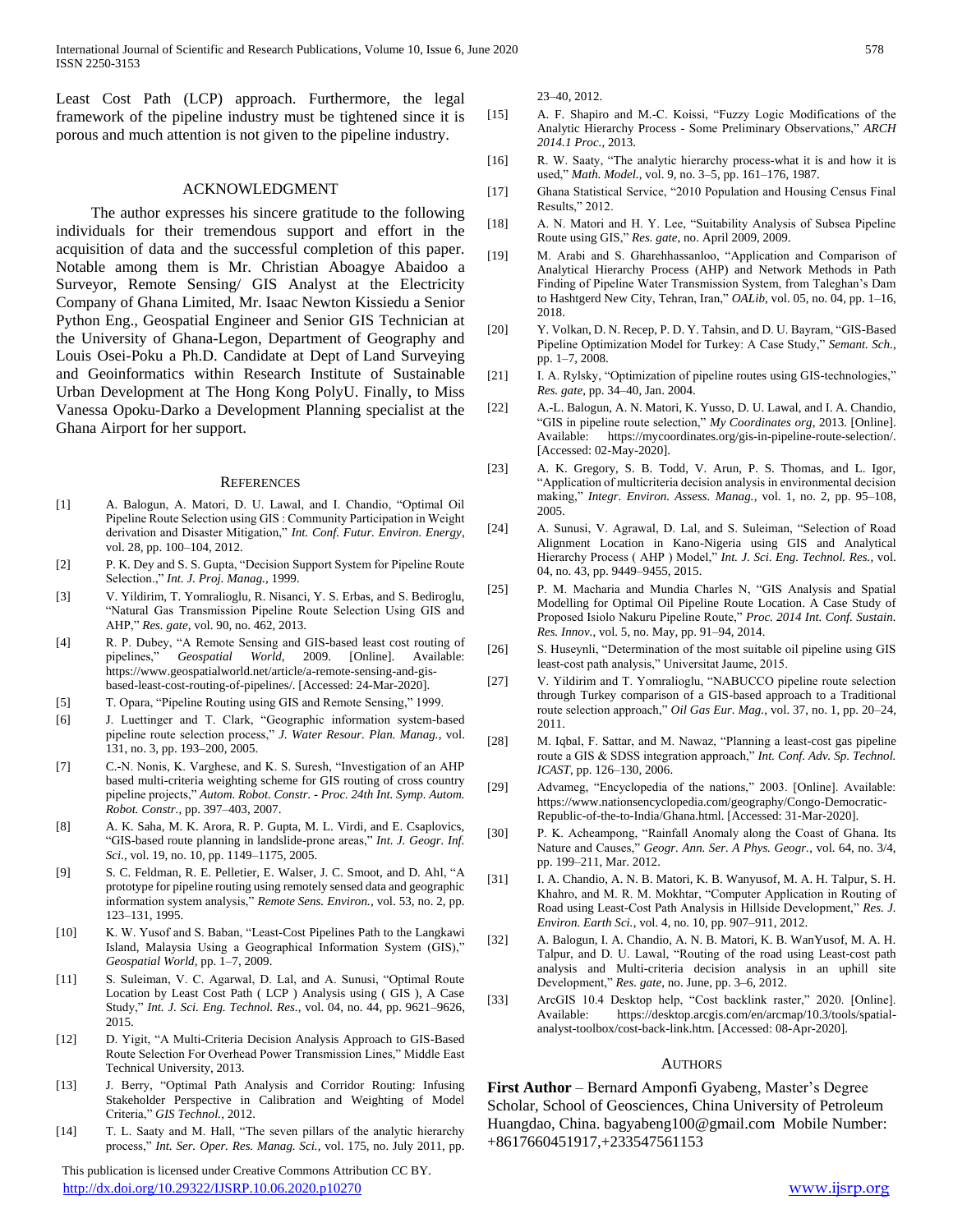Least Cost Path (LCP) approach. Furthermore, the legal framework of the pipeline industry must be tightened since it is porous and much attention is not given to the pipeline industry.

## ACKNOWLEDGMENT

The author expresses his sincere gratitude to the following individuals for their tremendous support and effort in the acquisition of data and the successful completion of this paper. Notable among them is Mr. Christian Aboagye Abaidoo a Surveyor, Remote Sensing/ GIS Analyst at the Electricity Company of Ghana Limited, Mr. Isaac Newton Kissiedu a Senior Python Eng., Geospatial Engineer and Senior GIS Technician at the University of Ghana-Legon, Department of Geography and Louis Osei-Poku a Ph.D. Candidate at Dept of Land Surveying and Geoinformatics within Research Institute of Sustainable Urban Development at The Hong Kong PolyU. Finally, to Miss Vanessa Opoku-Darko a Development Planning specialist at the Ghana Airport for her support.

## REFERENCES

[1] A. Balogun, A. Matori, D. U. Lawal, and I. Chandio, "Optimal Oil Pipeline Route Selection using GIS : Community Participation in Weight derivation and Disaster Mitigation," *Int. Conf. Futur. Environ. Energy*, vol. 28, pp. 100–104, 2012.

[2] P. K. Dey and S. S. Gupta, "Decision Support System for Pipeline Route Selection.," *Int. J. Proj. Manag.*, 1999.

[3] V. Yildirim, T. Yomralioglu, R. Nisanci, Y. S. Erbas, and S. Bediroglu, "Natural Gas Transmission Pipeline Route Selection Using GIS and AHP," *Res. gate*, vol. 90, no. 462, 2013.

[4] R. P. Dubey, "A Remote Sensing and GIS-based least cost routing of pipelines," *Geospatial World*, 2009. [Online]. Available: https://www.geospatialworld.net/article/a-remote-sensing-and-gis-based-least-cost-routing-of-pipelines/. [Accessed: 24-Mar-2020].

[5] T. Opara, "Pipeline Routing using GIS and Remote Sensing," 1999.

[6] J. Luettinger and T. Clark, "Geographic information system-based pipeline route selection process," *J. Water Resour. Plan. Manag.*, vol. 131, no. 3, pp. 193–200, 2005.

[7] C.-N. Nonis, K. Varghese, and K. S. Suresh, "Investigation of an AHP based multi-criteria weighting scheme for GIS routing of cross country pipeline projects," *Autom. Robot. Constr. - Proc. 24th Int. Symp. Autom. Robot. Constr.*, pp. 397–403, 2007.

[8] A. K. Saha, M. K. Arora, R. P. Gupta, M. L. Virdi, and E. Csaplovics, "GIS-based route planning in landslide-prone areas," *Int. J. Geogr. Inf. Sci.*, vol. 19, no. 10, pp. 1149–1175, 2005.

[9] S. C. Feldman, R. E. Pelletier, E. Walser, J. C. Smoot, and D. Ahl, "A prototype for pipeline routing using remotely sensed data and geographic information system analysis," *Remote Sens. Environ.*, vol. 53, no. 2, pp. 123–131, 1995.

[10] K. W. Yusof and S. Baban, "Least-Cost Pipelines Path to the Langkawi Island, Malaysia Using a Geographical Information System (GIS)," *Geospatial World*, pp. 1–7, 2009.

[11] S. Suleiman, V. C. Agarwal, D. Lal, and A. Sunusi, "Optimal Route Location by Least Cost Path ( LCP ) Analysis using ( GIS ), A Case Study," *Int. J. Sci. Eng. Technol. Res.*, vol. 04, no. 44, pp. 9621–9626, 2015.

[12] D. Yigit, "A Multi-Criteria Decision Analysis Approach to GIS-Based Route Selection For Overhead Power Transmission Lines," Middle East Technical University, 2013.

[13] J. Berry, "Optimal Path Analysis and Corridor Routing: Infusing Stakeholder Perspective in Calibration and Weighting of Model Criteria," *GIS Technol.*, 2012.

[14] T. L. Saaty and M. Hall, "The seven pillars of the analytic hierarchy process," *Int. Ser. Oper. Res. Manag. Sci.*, vol. 175, no. July 2011, pp. 23–40, 2012.

[15] A. F. Shapiro and M.-C. Koissi, "Fuzzy Logic Modifications of the Analytic Hierarchy Process - Some Preliminary Observations," *ARCH 2014.1 Proc.*, 2013.

[16] R. W. Saaty, "The analytic hierarchy process-what it is and how it is used," *Math. Model.*, vol. 9, no. 3–5, pp. 161–176, 1987.

[17] Ghana Statistical Service, "2010 Population and Housing Census Final Results," 2012.

[18] A. N. Matori and H. Y. Lee, "Suitability Analysis of Subsea Pipeline Route using GIS," *Res. gate*, no. April 2009, 2009.

[19] M. Arabi and S. Gharehhassanloo, "Application and Comparison of Analytical Hierarchy Process (AHP) and Network Methods in Path Finding of Pipeline Water Transmission System, from Taleghan's Dam to Hashtgerd New City, Tehran, Iran," *OALib*, vol. 05, no. 04, pp. 1–16, 2018.

[20] Y. Volkan, D. N. Recep, P. D. Y. Tahsin, and D. U. Bayram, "GIS-Based Pipeline Optimization Model for Turkey: A Case Study," *Semant. Sch.*, pp. 1–7, 2008.

[21] I. A. Rylsky, "Optimization of pipeline routes using GIS-technologies," *Res. gate*, pp. 34–40, Jan. 2004.

[22] A.-L. Balogun, A. N. Matori, K. Yusso, D. U. Lawal, and I. A. Chandio, "GIS in pipeline route selection," *My Coordinates org*, 2013. [Online]. Available: https://mycoordinates.org/gis-in-pipeline-route-selection/. [Accessed: 02-May-2020].

[23] A. K. Gregory, S. B. Todd, V. Arun, P. S. Thomas, and L. Igor, "Application of multicriteria decision analysis in environmental decision making," *Integr. Environ. Assess. Manag.*, vol. 1, no. 2, pp. 95–108, 2005.

[24] A. Sunusi, V. Agrawal, D. Lal, and S. Suleiman, "Selection of Road Alignment Location in Kano-Nigeria using GIS and Analytical Hierarchy Process ( AHP ) Model," *Int. J. Sci. Eng. Technol. Res.*, vol. 04, no. 43, pp. 9449–9455, 2015.

[25] P. M. Macharia and Mundia Charles N, "GIS Analysis and Spatial Modelling for Optimal Oil Pipeline Route Location. A Case Study of Proposed Isiolo Nakuru Pipeline Route," *Proc. 2014 Int. Conf. Sustain. Res. Innov.*, vol. 5, no. May, pp. 91–94, 2014.

[26] S. Huseynli, "Determination of the most suitable oil pipeline using GIS least-cost path analysis," Universitat Jaume, 2015.

[27] V. Yildirim and T. Yomralioglu, "NABUCCO pipeline route selection through Turkey comparison of a GIS-based approach to a Traditional route selection approach," *Oil Gas Eur. Mag.*, vol. 37, no. 1, pp. 20–24, 2011.

[28] M. Iqbal, F. Sattar, and M. Nawaz, "Planning a least-cost gas pipeline route a GIS & SDSS integration approach," *Int. Conf. Adv. Sp. Technol. ICAST*, pp. 126–130, 2006.

[29] Advameg, "Encyclopedia of the nations," 2003. [Online]. Available: https://www.nationsencyclopedia.com/geography/Congo-Democratic-Republic-of-the-to-India/Ghana.html. [Accessed: 31-Mar-2020].

[30] P. K. Acheampong, "Rainfall Anomaly along the Coast of Ghana. Its Nature and Causes," *Geogr. Ann. Ser. A Phys. Geogr.*, vol. 64, no. 3/4, pp. 199–211, Mar. 2012.

[31] I. A. Chandio, A. N. B. Matori, K. B. Wanyusof, M. A. H. Talpur, S. H. Khahro, and M. R. M. Mokhtar, "Computer Application in Routing of Road using Least-Cost Path Analysis in Hillside Development," *Res. J. Environ. Earth Sci.*, vol. 4, no. 10, pp. 907–911, 2012.

[32] A. Balogun, I. A. Chandio, A. N. B. Matori, K. B. WanYusof, M. A. H. Talpur, and D. U. Lawal, "Routing of the road using Least-cost path analysis and Multi-criteria decision analysis in an uphill site Development," *Res. gate*, no. June, pp. 3–6, 2012.

[33] ArcGIS 10.4 Desktop help, "Cost backlink raster," 2020. [Online]. Available: https://desktop.arcgis.com/en/arcmap/10.3/tools/spatial-analyst-toolbox/cost-back-link.htm. [Accessed: 08-Apr-2020].

## AUTHORS

**First Author** – Bernard Amponfi Gyabeng, Master's Degree Scholar, School of Geosciences, China University of Petroleum Huangdao, China. bagyabeng100@gmail.com Mobile Number: +8617660451917,+233547561153